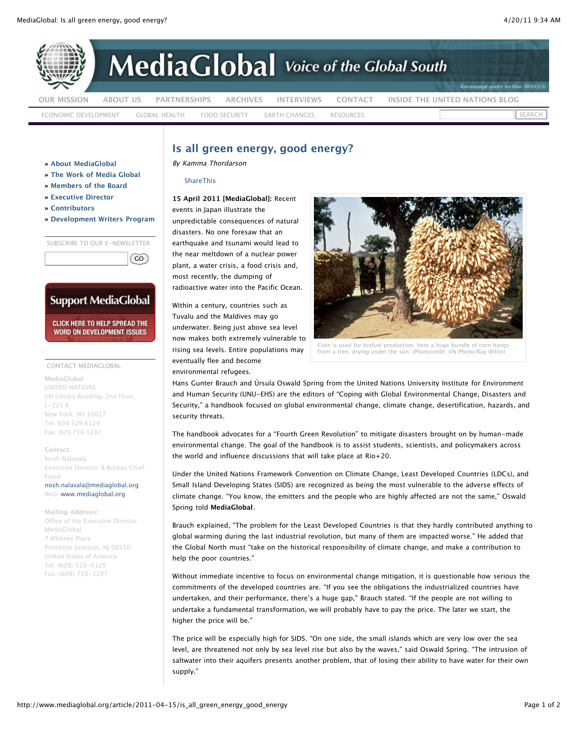# Is all green energy, good energy?

*By Kamma Thordarson*

ShareThis

**15 April 2011 [MediaGlobal]:** Recent events in Japan illustrate the unpredictable consequences of natural disasters. No one foresaw that an earthquake and tsunami would lead to the near meltdown of a nuclear power plant, a water crisis, a food crisis and, most recently, the dumping of radioactive water into the Pacific Ocean.

Within a century, countries such as Tuvalu and the Maldives may go underwater. Being just above sea level now makes both extremely vulnerable to rising sea levels. Entire populations may eventually flee and become environmental refugees.

Corn is used for biofuel production, here a huge bundle of corn hangs from a tree, drying under the sun. (Photocredit: UN Photo/Ray Witlin)

Hans Gunter Brauch and Úrsula Oswald Spring from the United Nations University Institute for Environment and Human Security (UNU-EHS) are the editors of "Coping with Global Environmental Change, Disasters and Security," a handbook focused on global environmental change, climate change, desertification, hazards, and security threats.

The handbook advocates for a "Fourth Green Revolution" to mitigate disasters brought on by human-made environmental change. The goal of the handbook is to assist students, scientists, and policymakers across the world and influence discussions that will take place at Rio+20.

Under the United Nations Framework Convention on Climate Change, Least Developed Countries (LDCs), and Small Island Developing States (SIDS) are recognized as being the most vulnerable to the adverse effects of climate change. "You know, the emitters and the people who are highly affected are not the same," Oswald Spring told **MediaGlobal**.

Brauch explained, "The problem for the Least Developed Countries is that they hardly contributed anything to global warming during the last industrial revolution, but many of them are impacted worse." He added that the Global North must "take on the historical responsibility of climate change, and make a contribution to help the poor countries."

Without immediate incentive to focus on environmental change mitigation, it is questionable how serious the commitments of the developed countries are. "If you see the obligations the industrialized countries have undertaken, and their performance, there's a huge gap," Brauch stated. "If the people are not willing to undertake a fundamental transformation, we will probably have to pay the price. The later we start, the higher the price will be."

The price will be especially high for SIDS. "On one side, the small islands which are very low over the sea level, are threatened not only by sea level rise but also by the waves," said Oswald Spring. "The intrusion of saltwater into their aquifers presents another problem, that of losing their ability to have water for their own supply."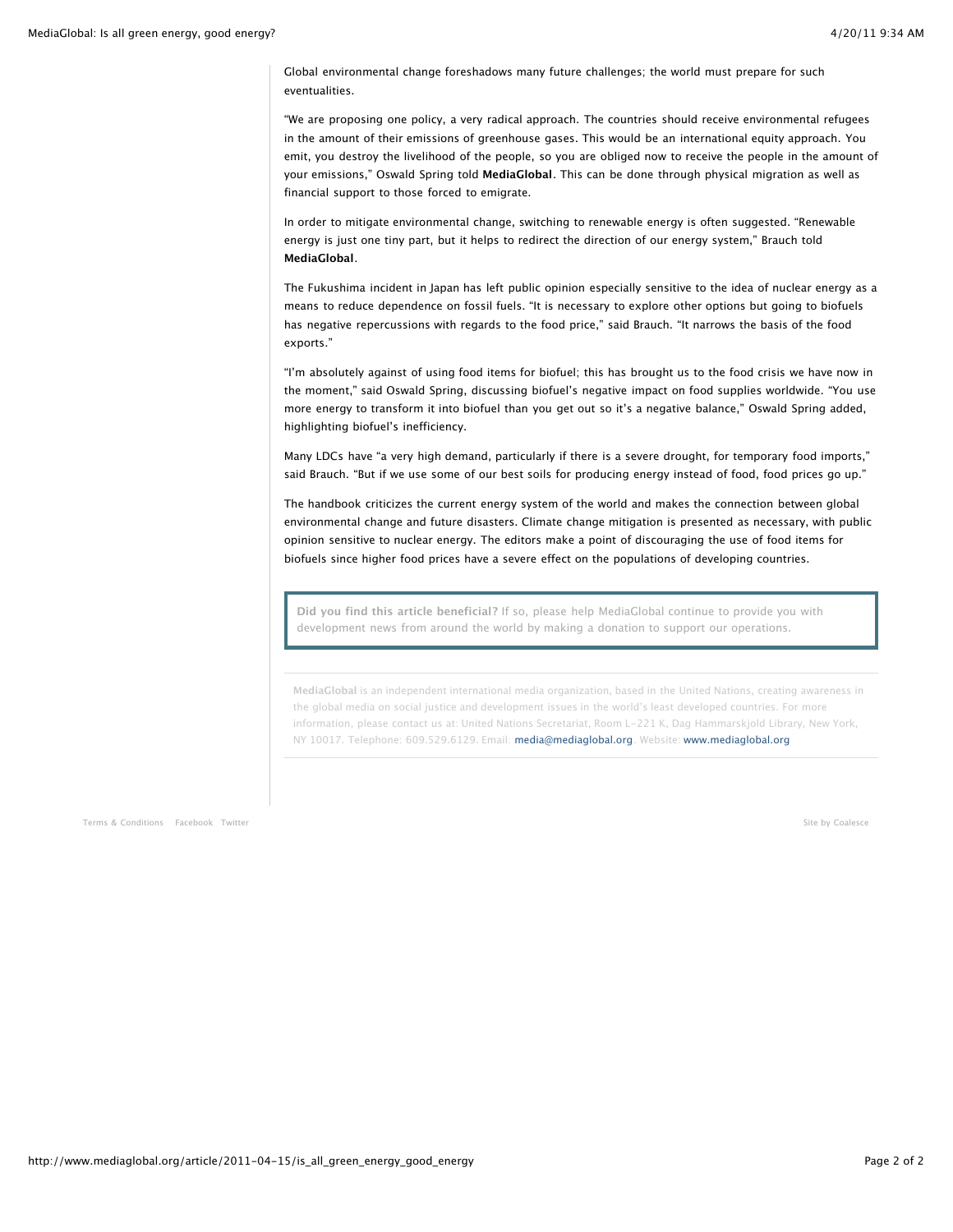Global environmental change foreshadows many future challenges; the world must prepare for such eventualities.

"We are proposing one policy, a very radical approach. The countries should receive environmental refugees in the amount of their emissions of greenhouse gases. This would be an international equity approach. You emit, you destroy the livelihood of the people, so you are obliged now to receive the people in the amount of your emissions," Oswald Spring told **MediaGlobal**. This can be done through physical migration as well as financial support to those forced to emigrate.

In order to mitigate environmental change, switching to renewable energy is often suggested. "Renewable energy is just one tiny part, but it helps to redirect the direction of our energy system," Brauch told **MediaGlobal**.

The Fukushima incident in Japan has left public opinion especially sensitive to the idea of nuclear energy as a means to reduce dependence on fossil fuels. "It is necessary to explore other options but going to biofuels has negative repercussions with regards to the food price," said Brauch. "It narrows the basis of the food exports."

"I'm absolutely against of using food items for biofuel; this has brought us to the food crisis we have now in the moment," said Oswald Spring, discussing biofuel's negative impact on food supplies worldwide. "You use more energy to transform it into biofuel than you get out so it's a negative balance," Oswald Spring added, highlighting biofuel's inefficiency.

Many LDCs have "a very high demand, particularly if there is a severe drought, for temporary food imports," said Brauch. "But if we use some of our best soils for producing energy instead of food, food prices go up."

The handbook criticizes the current energy system of the world and makes the connection between global environmental change and future disasters. Climate change mitigation is presented as necessary, with public opinion sensitive to nuclear energy. The editors make a point of discouraging the use of food items for biofuels since higher food prices have a severe effect on the populations of developing countries.

**Did you find this article beneficial?** If so, please help MediaGlobal continue to provide you with development news from around the world by making a donation to support our operations.

**MediaGlobal** is an independent international media organization, based in the United Nations, creating awareness in the global media on social justice and development issues in the world's least developed countries. For more information, please contact us at: United Nations Secretariat, Room L-221 K, Dag Hammarskjold Library, New York, NY 10017. Telephone: 609.529.6129. Email: media@mediaglobal.org. Website: www.mediaglobal.org

Terms & Conditions   Facebook   Twitter

Site by Coalesce